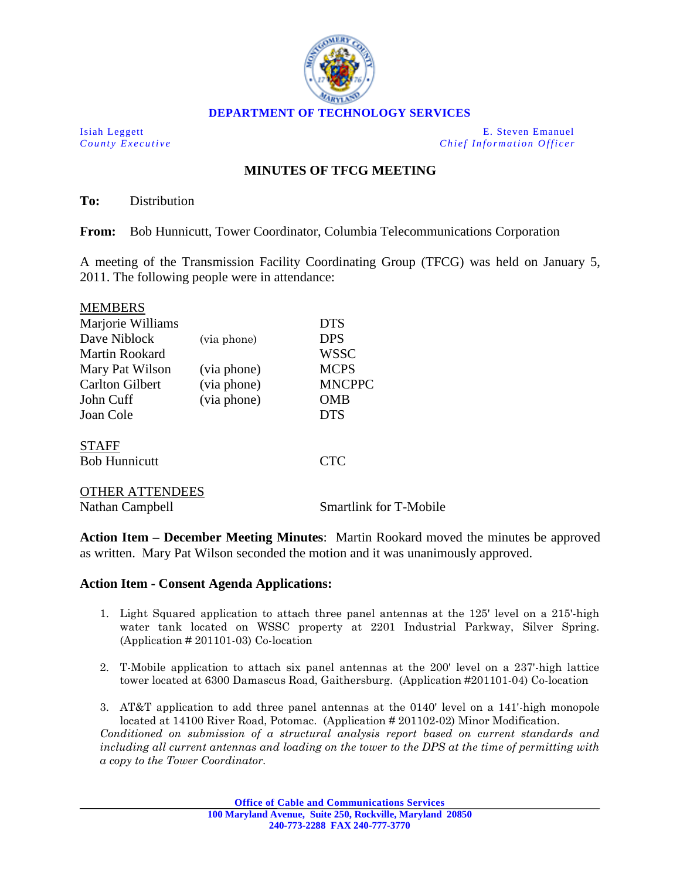**DEPARTMENT OF TECHNOLOGY SERVICES**

| Isiah Leggett | E. Steven Emanuel |
|---|---|
| *County Executive* | *Chief Information Officer* |

## MINUTES OF TFCG MEETING

**To:** Distribution

**From:** Bob Hunnicutt, Tower Coordinator, Columbia Telecommunications Corporation

A meeting of the Transmission Facility Coordinating Group (TFCG) was held on January 5, 2011. The following people were in attendance:

| MEMBERS | | |
|---|---|---|
| Marjorie Williams | | DTS |
| Dave Niblock | (via phone) | DPS |
| Martin Rookard | | WSSC |
| Mary Pat Wilson | (via phone) | MCPS |
| Carlton Gilbert | (via phone) | MNCPPC |
| John Cuff | (via phone) | OMB |
| Joan Cole | | DTS |

| STAFF | |
|---|---|
| Bob Hunnicutt | CTC |

| OTHER ATTENDEES | |
|---|---|
| Nathan Campbell | Smartlink for T-Mobile |

**Action Item – December Meeting Minutes**: Martin Rookard moved the minutes be approved as written. Mary Pat Wilson seconded the motion and it was unanimously approved.

**Action Item - Consent Agenda Applications:**

1. Light Squared application to attach three panel antennas at the 125' level on a 215'-high water tank located on WSSC property at 2201 Industrial Parkway, Silver Spring. (Application # 201101-03) Co-location

2. T-Mobile application to attach six panel antennas at the 200' level on a 237'-high lattice tower located at 6300 Damascus Road, Gaithersburg. (Application #201101-04) Co-location

3. AT&T application to add three panel antennas at the 0140' level on a 141'-high monopole located at 14100 River Road, Potomac. (Application # 201102-02) Minor Modification.
*Conditioned on submission of a structural analysis report based on current standards and including all current antennas and loading on the tower to the DPS at the time of permitting with a copy to the Tower Coordinator.*

**Office of Cable and Communications Services**
**100 Maryland Avenue, Suite 250, Rockville, Maryland 20850**
**240-773-2288 FAX 240-777-3770**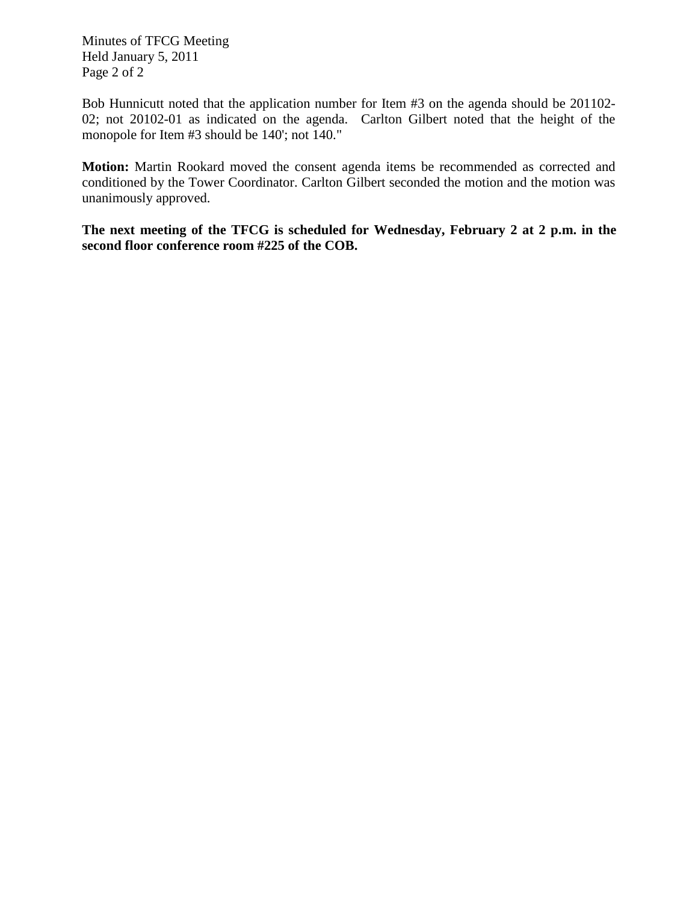Bob Hunnicutt noted that the application number for Item #3 on the agenda should be 201102-02; not 20102-01 as indicated on the agenda. Carlton Gilbert noted that the height of the monopole for Item #3 should be 140'; not 140."

**Motion:** Martin Rookard moved the consent agenda items be recommended as corrected and conditioned by the Tower Coordinator. Carlton Gilbert seconded the motion and the motion was unanimously approved.

**The next meeting of the TFCG is scheduled for Wednesday, February 2 at 2 p.m. in the second floor conference room #225 of the COB.**